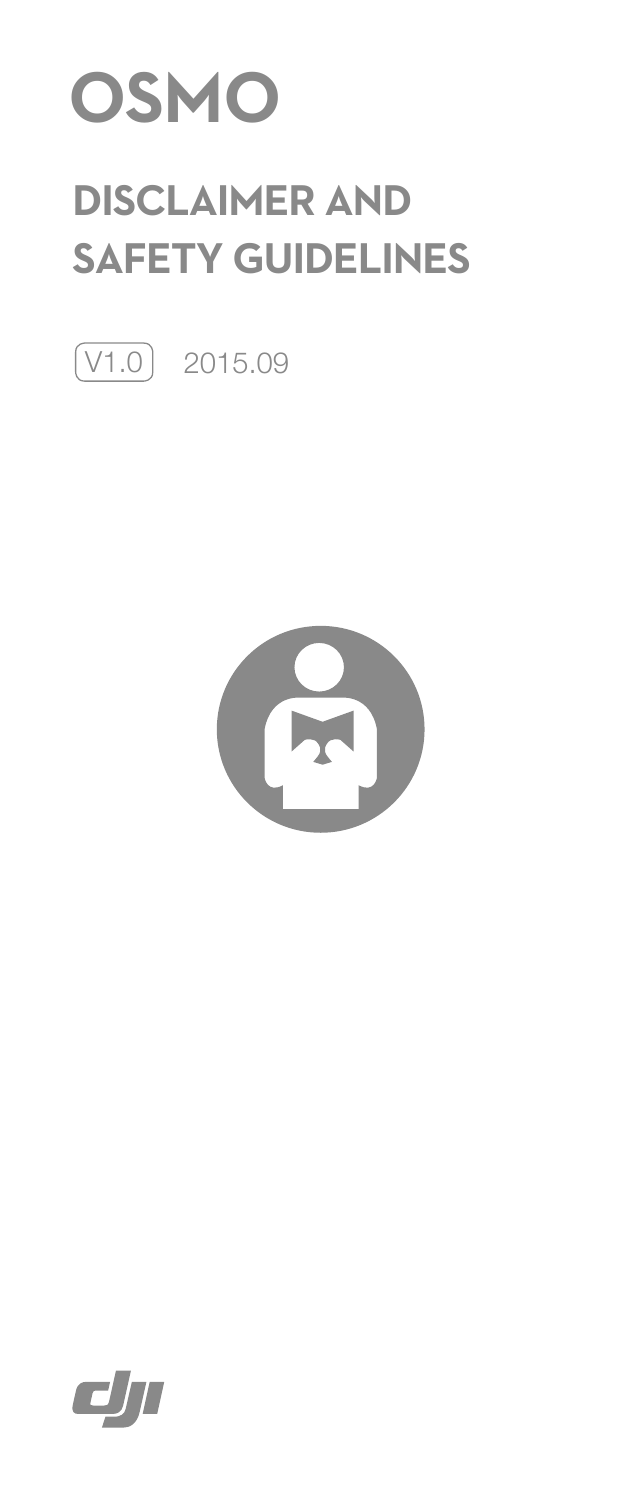# OSMO

## DISCLAIMER AND SAFETY GUIDELINES

V1.0 2015.09

dji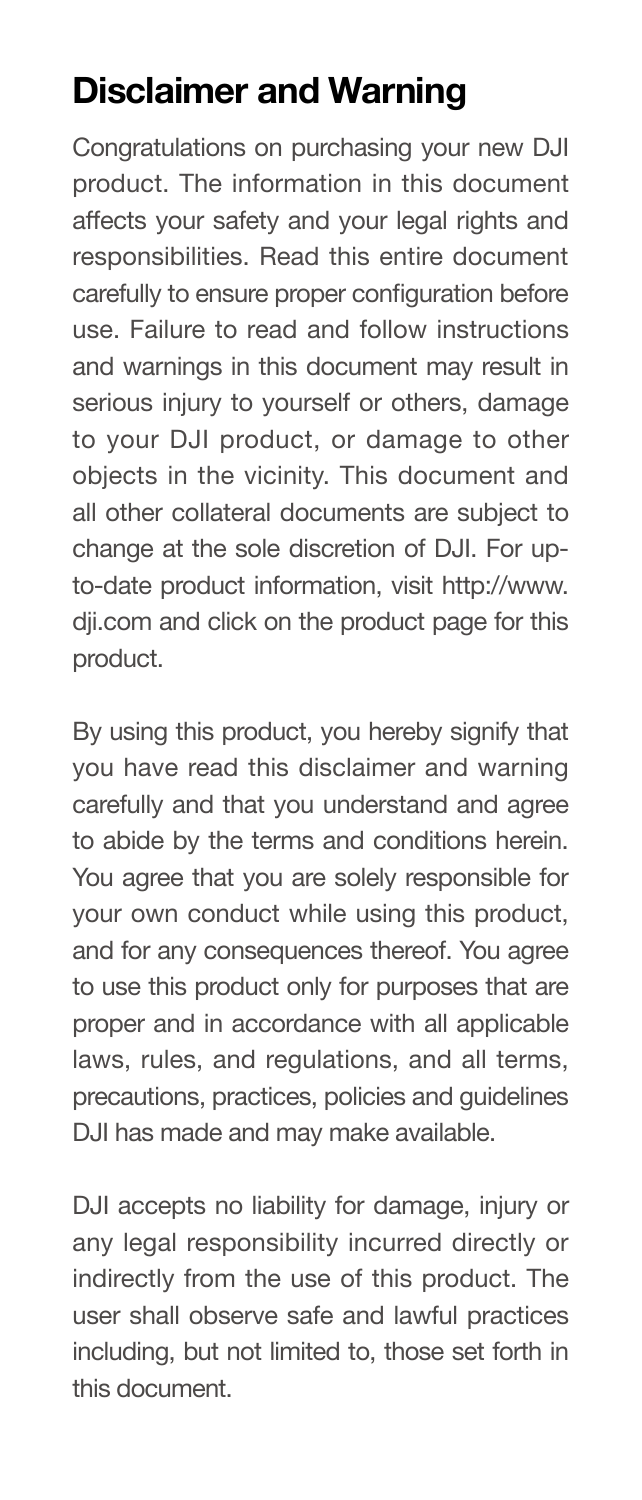# Disclaimer and Warning

Congratulations on purchasing your new DJI product. The information in this document affects your safety and your legal rights and responsibilities. Read this entire document carefully to ensure proper configuration before use. Failure to read and follow instructions and warnings in this document may result in serious injury to yourself or others, damage to your DJI product, or damage to other objects in the vicinity. This document and all other collateral documents are subject to change at the sole discretion of DJI. For up-to-date product information, visit http://www.dji.com and click on the product page for this product.

By using this product, you hereby signify that you have read this disclaimer and warning carefully and that you understand and agree to abide by the terms and conditions herein. You agree that you are solely responsible for your own conduct while using this product, and for any consequences thereof. You agree to use this product only for purposes that are proper and in accordance with all applicable laws, rules, and regulations, and all terms, precautions, practices, policies and guidelines DJI has made and may make available.

DJI accepts no liability for damage, injury or any legal responsibility incurred directly or indirectly from the use of this product. The user shall observe safe and lawful practices including, but not limited to, those set forth in this document.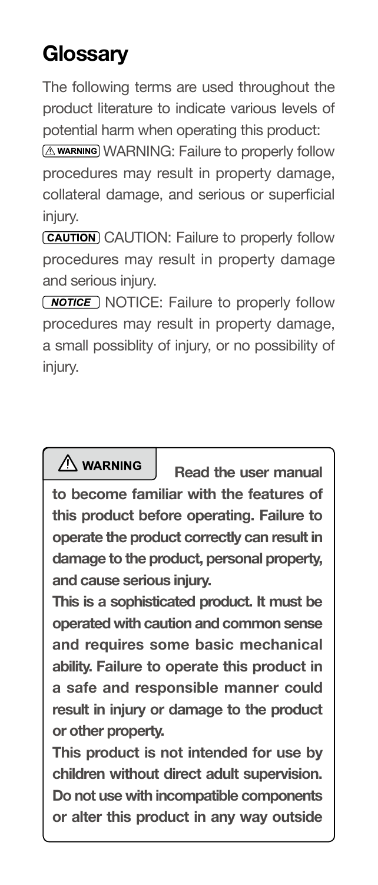## Glossary

The following terms are used throughout the product literature to indicate various levels of potential harm when operating this product:

**⚠ WARNING** WARNING: Failure to properly follow procedures may result in property damage, collateral damage, and serious or superficial injury.

**CAUTION** CAUTION: Failure to properly follow procedures may result in property damage and serious injury.

***NOTICE*** NOTICE: Failure to properly follow procedures may result in property damage, a small possiblity of injury, or no possibility of injury.

**⚠ WARNING** **Read the user manual to become familiar with the features of this product before operating. Failure to operate the product correctly can result in damage to the product, personal property, and cause serious injury.**

**This is a sophisticated product. It must be operated with caution and common sense and requires some basic mechanical ability. Failure to operate this product in a safe and responsible manner could result in injury or damage to the product or other property.**

**This product is not intended for use by children without direct adult supervision. Do not use with incompatible components or alter this product in any way outside**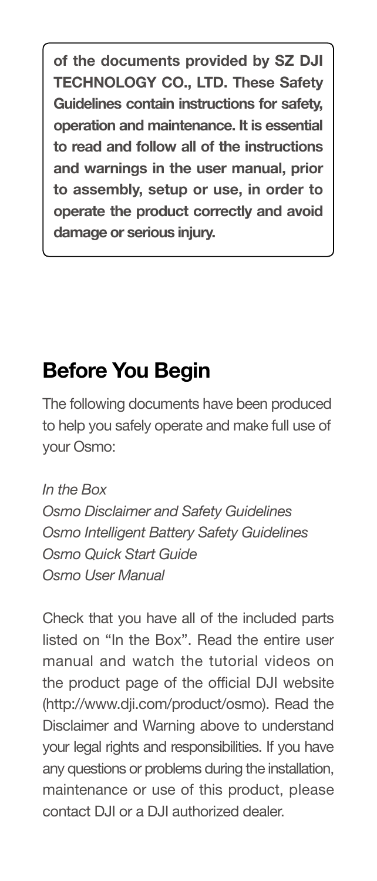**of the documents provided by SZ DJI TECHNOLOGY CO., LTD. These Safety Guidelines contain instructions for safety, operation and maintenance. It is essential to read and follow all of the instructions and warnings in the user manual, prior to assembly, setup or use, in order to operate the product correctly and avoid damage or serious injury.**

## Before You Begin

The following documents have been produced to help you safely operate and make full use of your Osmo:

*In the Box*
*Osmo Disclaimer and Safety Guidelines*
*Osmo Intelligent Battery Safety Guidelines*
*Osmo Quick Start Guide*
*Osmo User Manual*

Check that you have all of the included parts listed on "In the Box". Read the entire user manual and watch the tutorial videos on the product page of the official DJI website (http://www.dji.com/product/osmo). Read the Disclaimer and Warning above to understand your legal rights and responsibilities. If you have any questions or problems during the installation, maintenance or use of this product, please contact DJI or a DJI authorized dealer.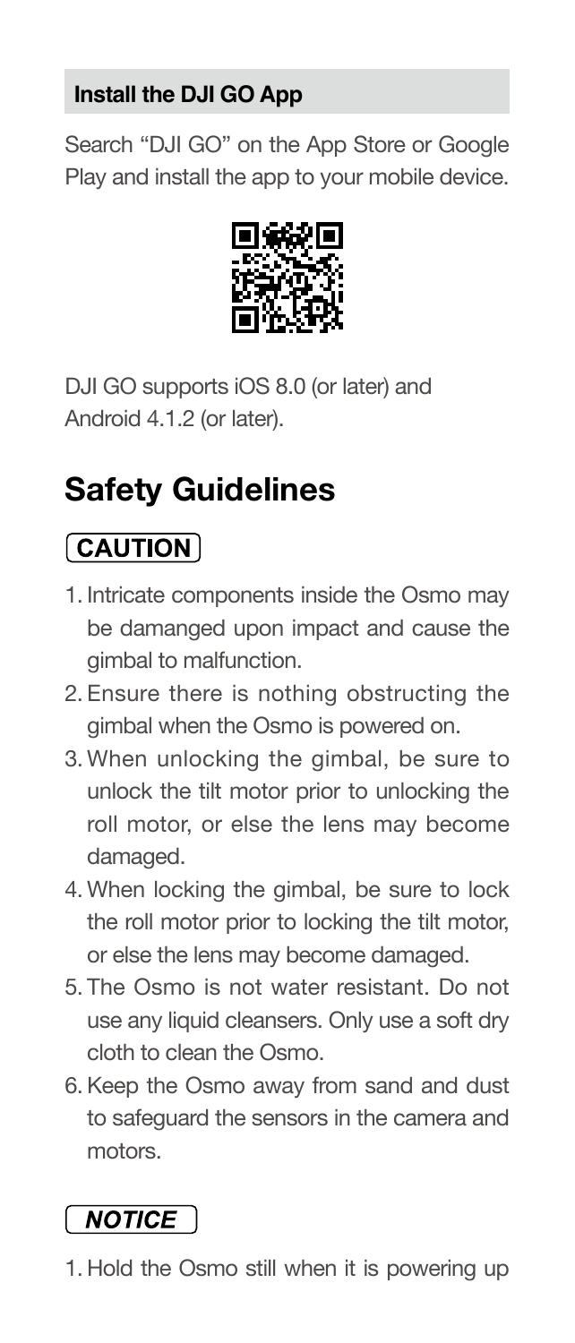### Install the DJI GO App

Search "DJI GO" on the App Store or Google Play and install the app to your mobile device.

DJI GO supports iOS 8.0 (or later) and Android 4.1.2 (or later).

## Safety Guidelines

**CAUTION**

1. Intricate components inside the Osmo may be damanged upon impact and cause the gimbal to malfunction.
2. Ensure there is nothing obstructing the gimbal when the Osmo is powered on.
3. When unlocking the gimbal, be sure to unlock the tilt motor prior to unlocking the roll motor, or else the lens may become damaged.
4. When locking the gimbal, be sure to lock the roll motor prior to locking the tilt motor, or else the lens may become damaged.
5. The Osmo is not water resistant. Do not use any liquid cleansers. Only use a soft dry cloth to clean the Osmo.
6. Keep the Osmo away from sand and dust to safeguard the sensors in the camera and motors.

***NOTICE***

1. Hold the Osmo still when it is powering up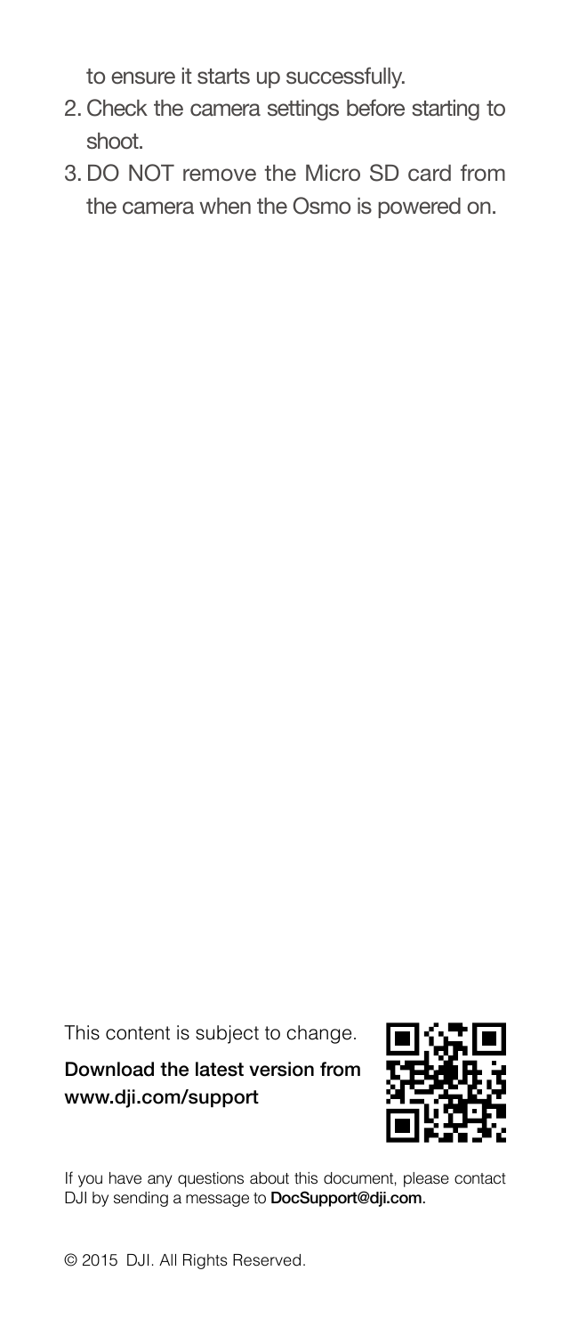to ensure it starts up successfully.

2. Check the camera settings before starting to shoot.
3. DO NOT remove the Micro SD card from the camera when the Osmo is powered on.

This content is subject to change.

**Download the latest version from www.dji.com/support**

If you have any questions about this document, please contact DJI by sending a message to **DocSupport@dji.com**.

© 2015 DJI. All Rights Reserved.